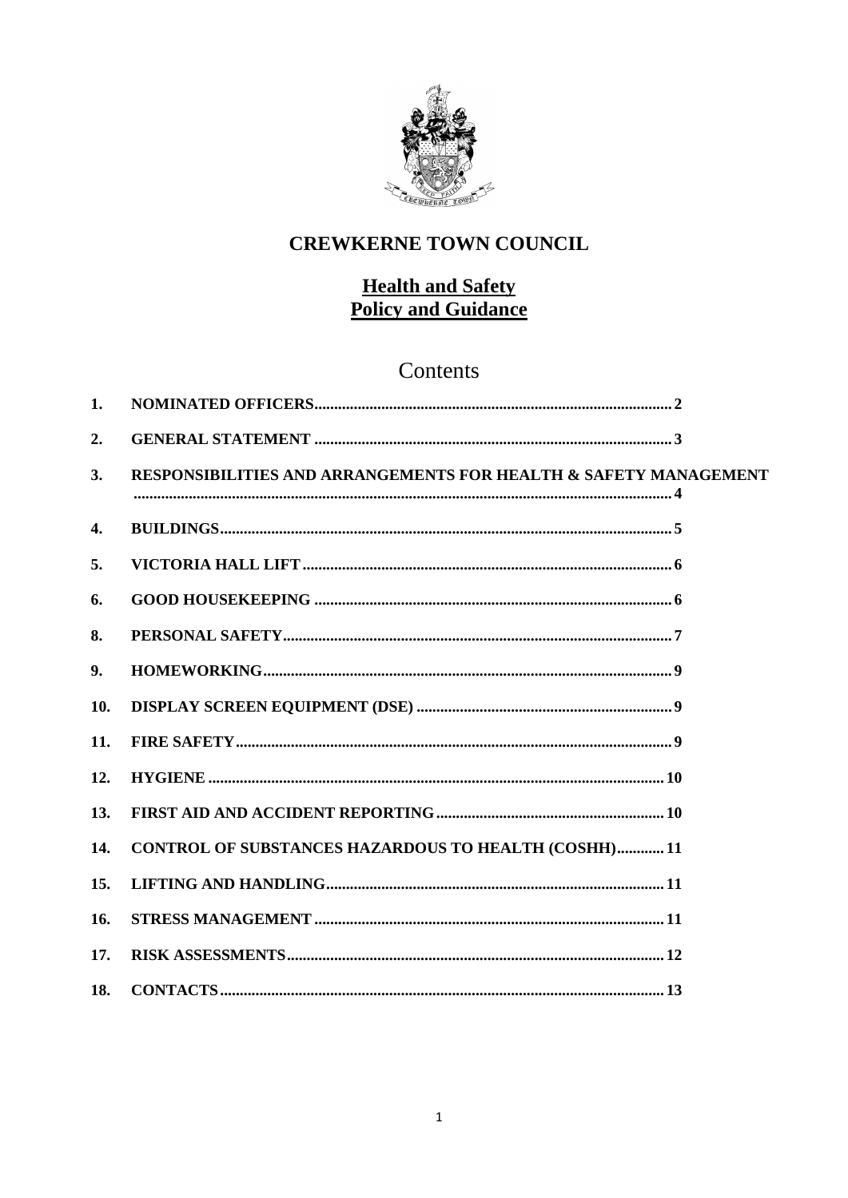# CREWKERNE TOWN COUNCIL

## Health and Safety
## Policy and Guidance

## Contents

| | | |
|---|---|---|
| **1.** | **NOMINATED OFFICERS** | **2** |
| **2.** | **GENERAL STATEMENT** | **3** |
| **3.** | **RESPONSIBILITIES AND ARRANGEMENTS FOR HEALTH & SAFETY MANAGEMENT** | **4** |
| **4.** | **BUILDINGS** | **5** |
| **5.** | **VICTORIA HALL LIFT** | **6** |
| **6.** | **GOOD HOUSEKEEPING** | **6** |
| **8.** | **PERSONAL SAFETY** | **7** |
| **9.** | **HOMEWORKING** | **9** |
| **10.** | **DISPLAY SCREEN EQUIPMENT (DSE)** | **9** |
| **11.** | **FIRE SAFETY** | **9** |
| **12.** | **HYGIENE** | **10** |
| **13.** | **FIRST AID AND ACCIDENT REPORTING** | **10** |
| **14.** | **CONTROL OF SUBSTANCES HAZARDOUS TO HEALTH (COSHH)** | **11** |
| **15.** | **LIFTING AND HANDLING** | **11** |
| **16.** | **STRESS MANAGEMENT** | **11** |
| **17.** | **RISK ASSESSMENTS** | **12** |
| **18.** | **CONTACTS** | **13** |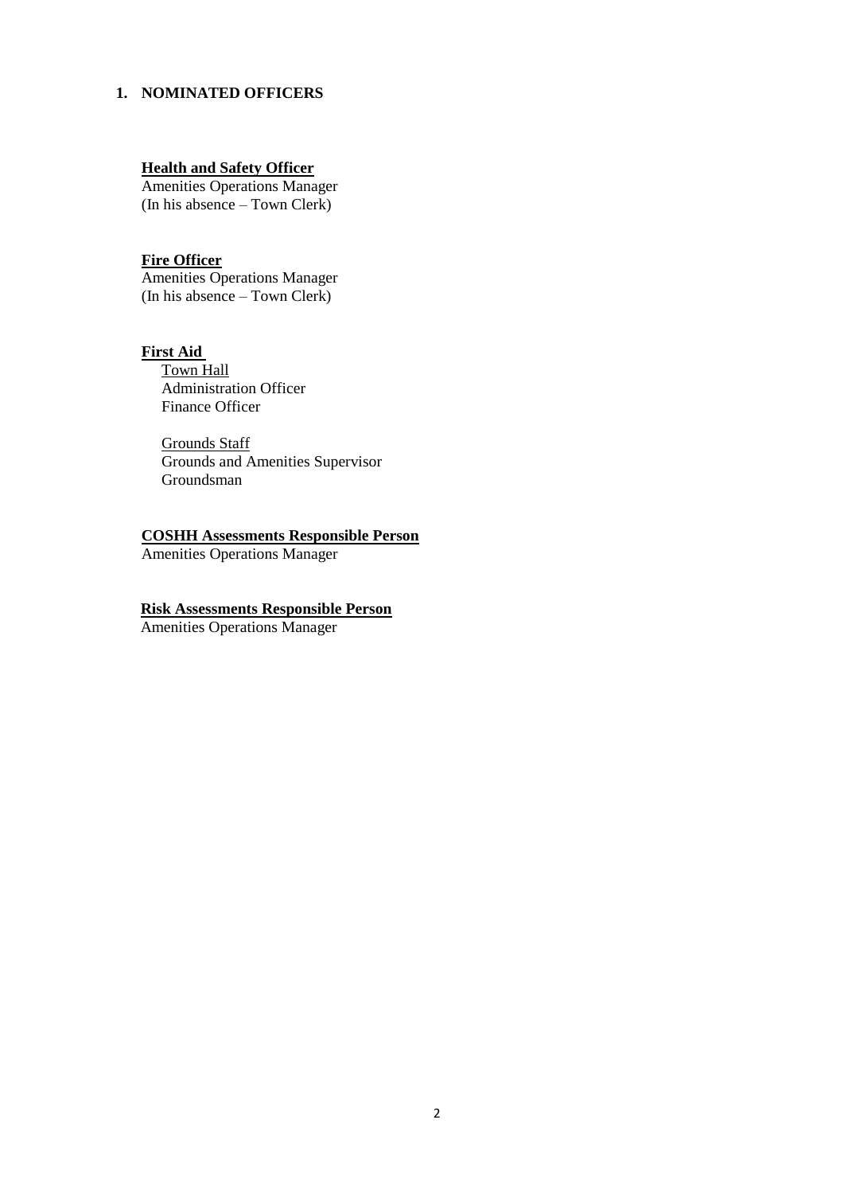## 1. NOMINATED OFFICERS

**Health and Safety Officer**

Amenities Operations Manager
(In his absence – Town Clerk)

**Fire Officer**

Amenities Operations Manager
(In his absence – Town Clerk)

**First Aid**

Town Hall
Administration Officer
Finance Officer

Grounds Staff
Grounds and Amenities Supervisor
Groundsman

**COSHH Assessments Responsible Person**

Amenities Operations Manager

**Risk Assessments Responsible Person**

Amenities Operations Manager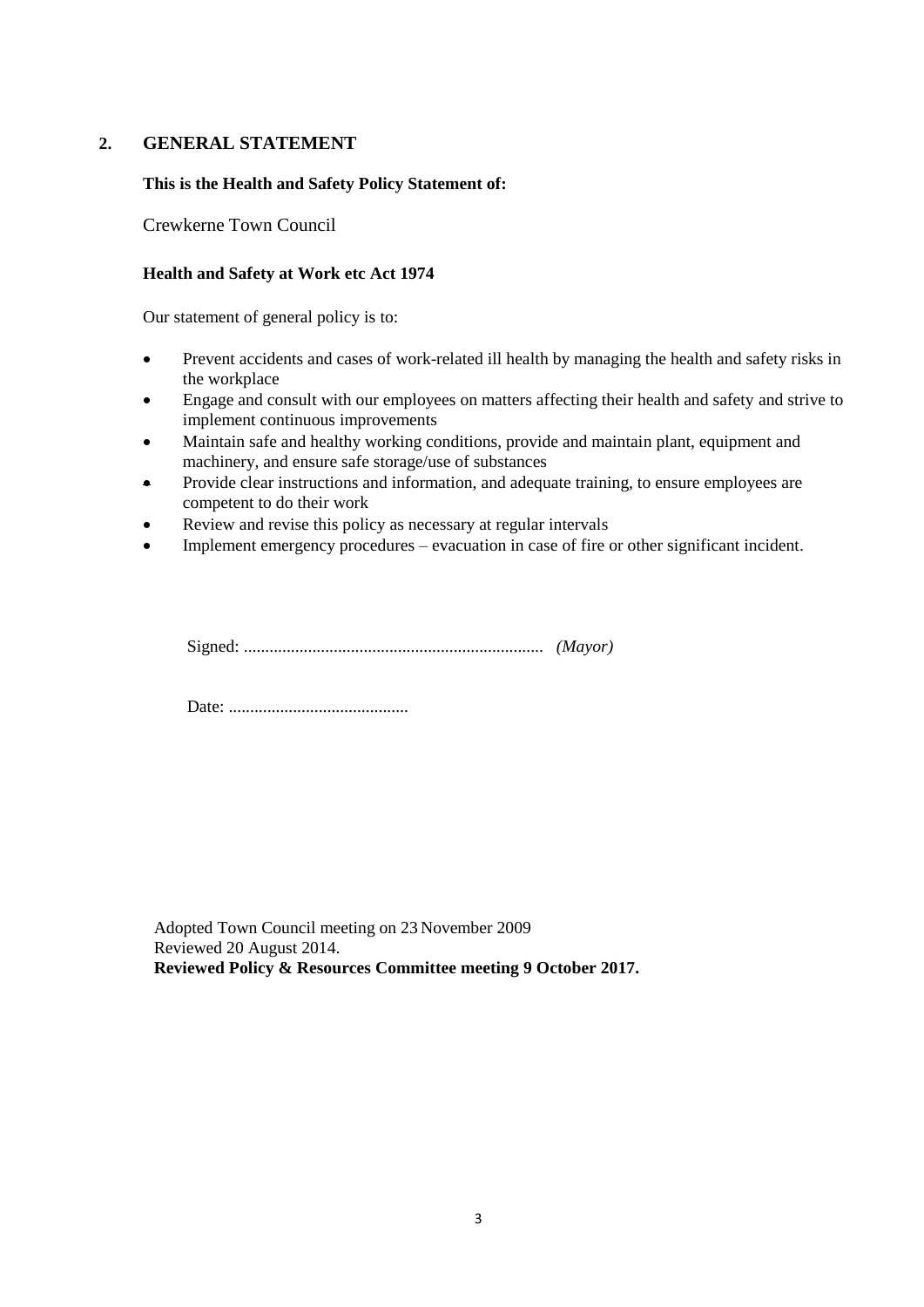## 2. GENERAL STATEMENT

**This is the Health and Safety Policy Statement of:**

Crewkerne Town Council

**Health and Safety at Work etc Act 1974**

Our statement of general policy is to:

- Prevent accidents and cases of work-related ill health by managing the health and safety risks in the workplace
- Engage and consult with our employees on matters affecting their health and safety and strive to implement continuous improvements
- Maintain safe and healthy working conditions, provide and maintain plant, equipment and machinery, and ensure safe storage/use of substances
- Provide clear instructions and information, and adequate training, to ensure employees are competent to do their work
- Review and revise this policy as necessary at regular intervals
- Implement emergency procedures – evacuation in case of fire or other significant incident.

Signed: ..................................................................... *(Mayor)*

Date: ..........................................

Adopted Town Council meeting on 23 November 2009
Reviewed 20 August 2014.
**Reviewed Policy & Resources Committee meeting 9 October 2017.**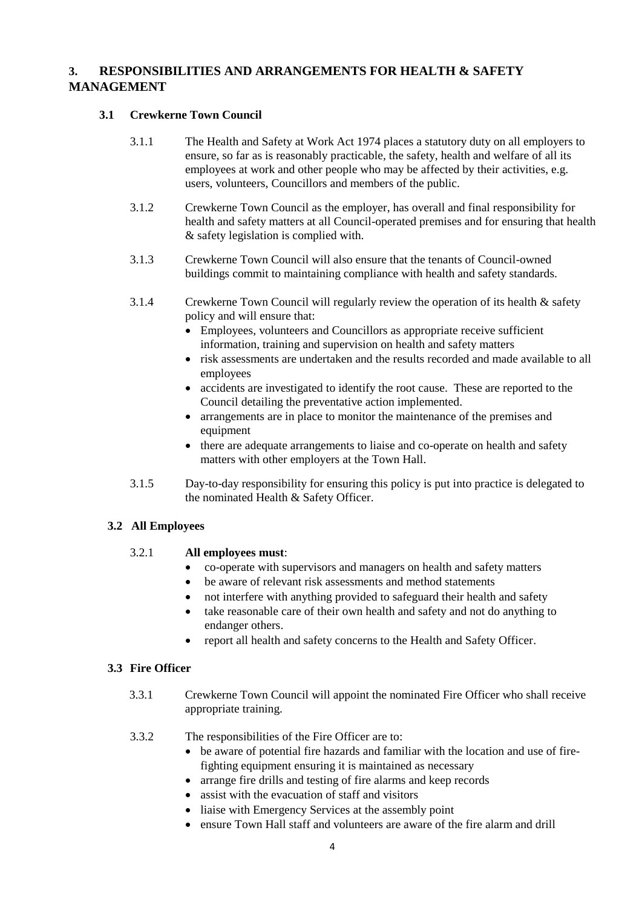## 3. RESPONSIBILITIES AND ARRANGEMENTS FOR HEALTH & SAFETY MANAGEMENT

### 3.1 Crewkerne Town Council

3.1.1 The Health and Safety at Work Act 1974 places a statutory duty on all employers to ensure, so far as is reasonably practicable, the safety, health and welfare of all its employees at work and other people who may be affected by their activities, e.g. users, volunteers, Councillors and members of the public.

3.1.2 Crewkerne Town Council as the employer, has overall and final responsibility for health and safety matters at all Council-operated premises and for ensuring that health & safety legislation is complied with.

3.1.3 Crewkerne Town Council will also ensure that the tenants of Council-owned buildings commit to maintaining compliance with health and safety standards.

3.1.4 Crewkerne Town Council will regularly review the operation of its health & safety policy and will ensure that:

- Employees, volunteers and Councillors as appropriate receive sufficient information, training and supervision on health and safety matters
- risk assessments are undertaken and the results recorded and made available to all employees
- accidents are investigated to identify the root cause. These are reported to the Council detailing the preventative action implemented.
- arrangements are in place to monitor the maintenance of the premises and equipment
- there are adequate arrangements to liaise and co-operate on health and safety matters with other employers at the Town Hall.

3.1.5 Day-to-day responsibility for ensuring this policy is put into practice is delegated to the nominated Health & Safety Officer.

### 3.2 All Employees

3.2.1 **All employees must**:

- co-operate with supervisors and managers on health and safety matters
- be aware of relevant risk assessments and method statements
- not interfere with anything provided to safeguard their health and safety
- take reasonable care of their own health and safety and not do anything to endanger others.
- report all health and safety concerns to the Health and Safety Officer.

### 3.3 Fire Officer

3.3.1 Crewkerne Town Council will appoint the nominated Fire Officer who shall receive appropriate training.

3.3.2 The responsibilities of the Fire Officer are to:

- be aware of potential fire hazards and familiar with the location and use of fire-fighting equipment ensuring it is maintained as necessary
- arrange fire drills and testing of fire alarms and keep records
- assist with the evacuation of staff and visitors
- liaise with Emergency Services at the assembly point
- ensure Town Hall staff and volunteers are aware of the fire alarm and drill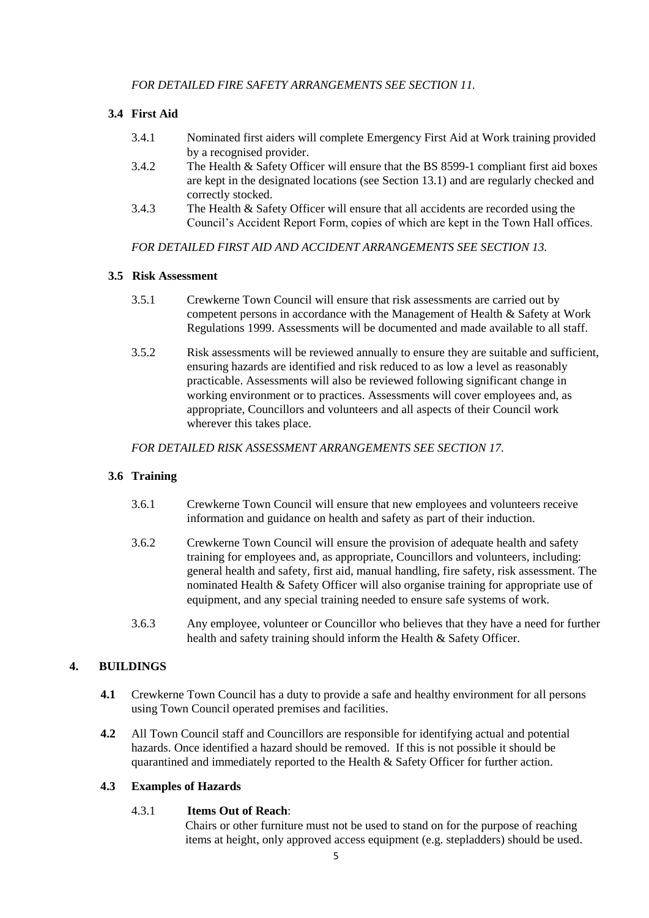*FOR DETAILED FIRE SAFETY ARRANGEMENTS SEE SECTION 11.*

### 3.4 First Aid

3.4.1 Nominated first aiders will complete Emergency First Aid at Work training provided by a recognised provider.

3.4.2 The Health & Safety Officer will ensure that the BS 8599-1 compliant first aid boxes are kept in the designated locations (see Section 13.1) and are regularly checked and correctly stocked.

3.4.3 The Health & Safety Officer will ensure that all accidents are recorded using the Council's Accident Report Form, copies of which are kept in the Town Hall offices.

*FOR DETAILED FIRST AID AND ACCIDENT ARRANGEMENTS SEE SECTION 13.*

### 3.5 Risk Assessment

3.5.1 Crewkerne Town Council will ensure that risk assessments are carried out by competent persons in accordance with the Management of Health & Safety at Work Regulations 1999. Assessments will be documented and made available to all staff.

3.5.2 Risk assessments will be reviewed annually to ensure they are suitable and sufficient, ensuring hazards are identified and risk reduced to as low a level as reasonably practicable. Assessments will also be reviewed following significant change in working environment or to practices. Assessments will cover employees and, as appropriate, Councillors and volunteers and all aspects of their Council work wherever this takes place.

*FOR DETAILED RISK ASSESSMENT ARRANGEMENTS SEE SECTION 17.*

### 3.6 Training

3.6.1 Crewkerne Town Council will ensure that new employees and volunteers receive information and guidance on health and safety as part of their induction.

3.6.2 Crewkerne Town Council will ensure the provision of adequate health and safety training for employees and, as appropriate, Councillors and volunteers, including: general health and safety, first aid, manual handling, fire safety, risk assessment. The nominated Health & Safety Officer will also organise training for appropriate use of equipment, and any special training needed to ensure safe systems of work.

3.6.3 Any employee, volunteer or Councillor who believes that they have a need for further health and safety training should inform the Health & Safety Officer.

## 4. BUILDINGS

**4.1** Crewkerne Town Council has a duty to provide a safe and healthy environment for all persons using Town Council operated premises and facilities.

**4.2** All Town Council staff and Councillors are responsible for identifying actual and potential hazards. Once identified a hazard should be removed. If this is not possible it should be quarantined and immediately reported to the Health & Safety Officer for further action.

### 4.3 Examples of Hazards

4.3.1 **Items Out of Reach**:
Chairs or other furniture must not be used to stand on for the purpose of reaching items at height, only approved access equipment (e.g. stepladders) should be used.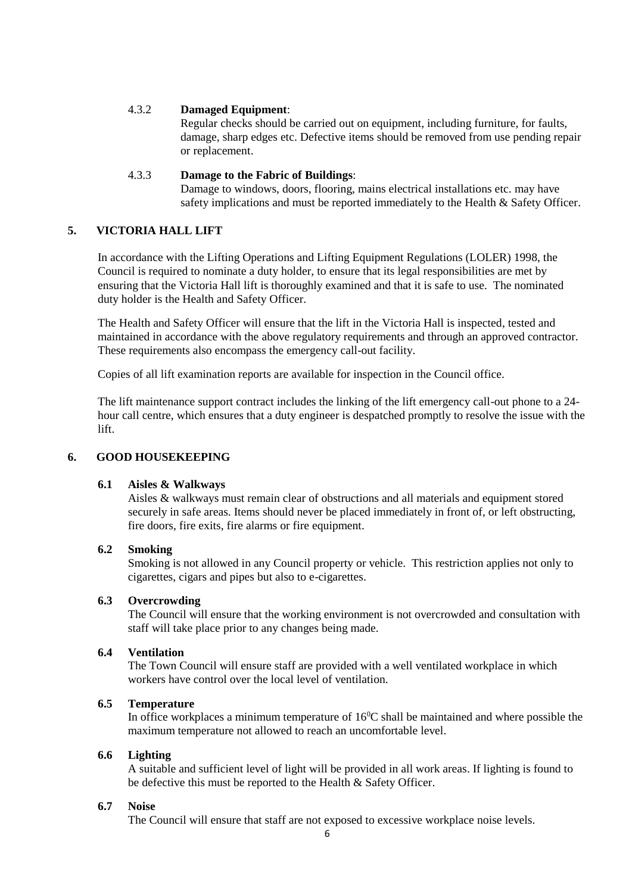4.3.2 **Damaged Equipment**:
Regular checks should be carried out on equipment, including furniture, for faults, damage, sharp edges etc. Defective items should be removed from use pending repair or replacement.

4.3.3 **Damage to the Fabric of Buildings**:
Damage to windows, doors, flooring, mains electrical installations etc. may have safety implications and must be reported immediately to the Health & Safety Officer.

## 5. VICTORIA HALL LIFT

In accordance with the Lifting Operations and Lifting Equipment Regulations (LOLER) 1998, the Council is required to nominate a duty holder, to ensure that its legal responsibilities are met by ensuring that the Victoria Hall lift is thoroughly examined and that it is safe to use. The nominated duty holder is the Health and Safety Officer.

The Health and Safety Officer will ensure that the lift in the Victoria Hall is inspected, tested and maintained in accordance with the above regulatory requirements and through an approved contractor. These requirements also encompass the emergency call-out facility.

Copies of all lift examination reports are available for inspection in the Council office.

The lift maintenance support contract includes the linking of the lift emergency call-out phone to a 24-hour call centre, which ensures that a duty engineer is despatched promptly to resolve the issue with the lift.

## 6. GOOD HOUSEKEEPING

### 6.1 Aisles & Walkways

Aisles & walkways must remain clear of obstructions and all materials and equipment stored securely in safe areas. Items should never be placed immediately in front of, or left obstructing, fire doors, fire exits, fire alarms or fire equipment.

### 6.2 Smoking

Smoking is not allowed in any Council property or vehicle. This restriction applies not only to cigarettes, cigars and pipes but also to e-cigarettes.

### 6.3 Overcrowding

The Council will ensure that the working environment is not overcrowded and consultation with staff will take place prior to any changes being made.

### 6.4 Ventilation

The Town Council will ensure staff are provided with a well ventilated workplace in which workers have control over the local level of ventilation.

### 6.5 Temperature

In office workplaces a minimum temperature of $16^0$C shall be maintained and where possible the maximum temperature not allowed to reach an uncomfortable level.

### 6.6 Lighting

A suitable and sufficient level of light will be provided in all work areas. If lighting is found to be defective this must be reported to the Health & Safety Officer.

### 6.7 Noise

The Council will ensure that staff are not exposed to excessive workplace noise levels.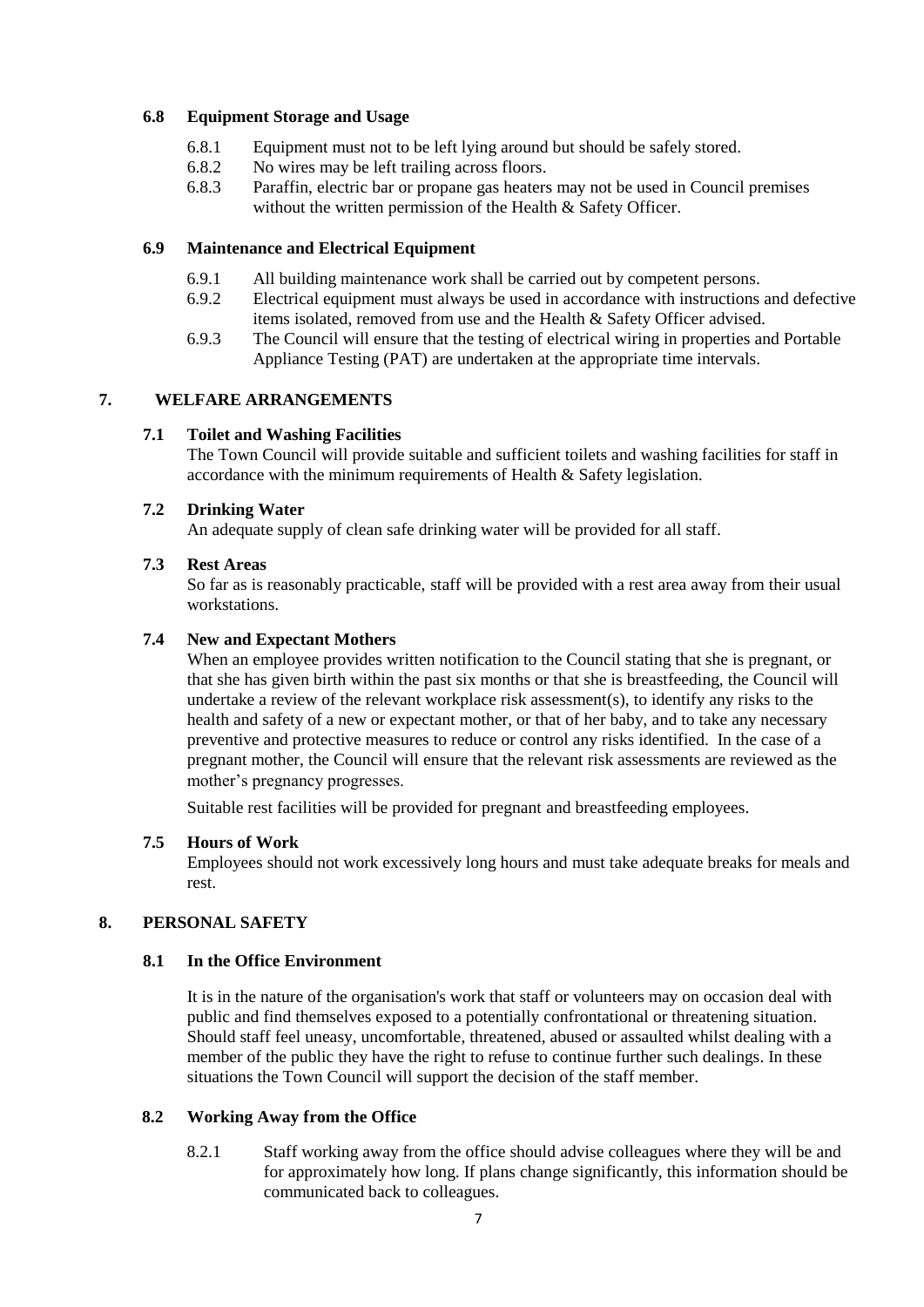### 6.8 Equipment Storage and Usage

6.8.1 Equipment must not to be left lying around but should be safely stored.

6.8.2 No wires may be left trailing across floors.

6.8.3 Paraffin, electric bar or propane gas heaters may not be used in Council premises without the written permission of the Health & Safety Officer.

### 6.9 Maintenance and Electrical Equipment

6.9.1 All building maintenance work shall be carried out by competent persons.

6.9.2 Electrical equipment must always be used in accordance with instructions and defective items isolated, removed from use and the Health & Safety Officer advised.

6.9.3 The Council will ensure that the testing of electrical wiring in properties and Portable Appliance Testing (PAT) are undertaken at the appropriate time intervals.

## 7. WELFARE ARRANGEMENTS

### 7.1 Toilet and Washing Facilities

The Town Council will provide suitable and sufficient toilets and washing facilities for staff in accordance with the minimum requirements of Health & Safety legislation.

### 7.2 Drinking Water

An adequate supply of clean safe drinking water will be provided for all staff.

### 7.3 Rest Areas

So far as is reasonably practicable, staff will be provided with a rest area away from their usual workstations.

### 7.4 New and Expectant Mothers

When an employee provides written notification to the Council stating that she is pregnant, or that she has given birth within the past six months or that she is breastfeeding, the Council will undertake a review of the relevant workplace risk assessment(s), to identify any risks to the health and safety of a new or expectant mother, or that of her baby, and to take any necessary preventive and protective measures to reduce or control any risks identified. In the case of a pregnant mother, the Council will ensure that the relevant risk assessments are reviewed as the mother's pregnancy progresses.

Suitable rest facilities will be provided for pregnant and breastfeeding employees.

### 7.5 Hours of Work

Employees should not work excessively long hours and must take adequate breaks for meals and rest.

## 8. PERSONAL SAFETY

### 8.1 In the Office Environment

It is in the nature of the organisation's work that staff or volunteers may on occasion deal with public and find themselves exposed to a potentially confrontational or threatening situation. Should staff feel uneasy, uncomfortable, threatened, abused or assaulted whilst dealing with a member of the public they have the right to refuse to continue further such dealings. In these situations the Town Council will support the decision of the staff member.

### 8.2 Working Away from the Office

8.2.1 Staff working away from the office should advise colleagues where they will be and for approximately how long. If plans change significantly, this information should be communicated back to colleagues.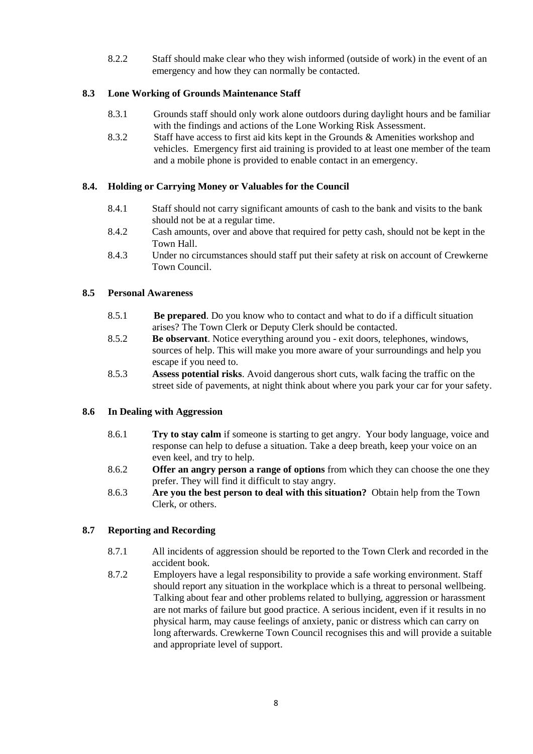8.2.2 Staff should make clear who they wish informed (outside of work) in the event of an emergency and how they can normally be contacted.

### 8.3 Lone Working of Grounds Maintenance Staff

8.3.1 Grounds staff should only work alone outdoors during daylight hours and be familiar with the findings and actions of the Lone Working Risk Assessment.

8.3.2 Staff have access to first aid kits kept in the Grounds & Amenities workshop and vehicles. Emergency first aid training is provided to at least one member of the team and a mobile phone is provided to enable contact in an emergency.

### 8.4. Holding or Carrying Money or Valuables for the Council

8.4.1 Staff should not carry significant amounts of cash to the bank and visits to the bank should not be at a regular time.

8.4.2 Cash amounts, over and above that required for petty cash, should not be kept in the Town Hall.

8.4.3 Under no circumstances should staff put their safety at risk on account of Crewkerne Town Council.

### 8.5 Personal Awareness

8.5.1 **Be prepared**. Do you know who to contact and what to do if a difficult situation arises? The Town Clerk or Deputy Clerk should be contacted.

8.5.2 **Be observant**. Notice everything around you - exit doors, telephones, windows, sources of help. This will make you more aware of your surroundings and help you escape if you need to.

8.5.3 **Assess potential risks**. Avoid dangerous short cuts, walk facing the traffic on the street side of pavements, at night think about where you park your car for your safety.

### 8.6 In Dealing with Aggression

8.6.1 **Try to stay calm** if someone is starting to get angry. Your body language, voice and response can help to defuse a situation. Take a deep breath, keep your voice on an even keel, and try to help.

8.6.2 **Offer an angry person a range of options** from which they can choose the one they prefer. They will find it difficult to stay angry.

8.6.3 **Are you the best person to deal with this situation?** Obtain help from the Town Clerk, or others.

### 8.7 Reporting and Recording

8.7.1 All incidents of aggression should be reported to the Town Clerk and recorded in the accident book.

8.7.2 Employers have a legal responsibility to provide a safe working environment. Staff should report any situation in the workplace which is a threat to personal wellbeing. Talking about fear and other problems related to bullying, aggression or harassment are not marks of failure but good practice. A serious incident, even if it results in no physical harm, may cause feelings of anxiety, panic or distress which can carry on long afterwards. Crewkerne Town Council recognises this and will provide a suitable and appropriate level of support.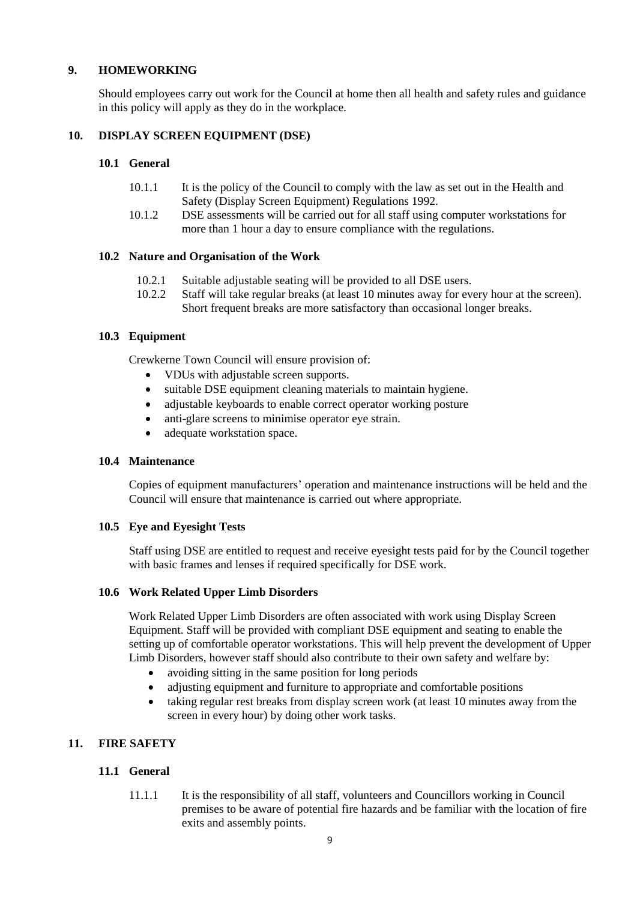## 9. HOMEWORKING

Should employees carry out work for the Council at home then all health and safety rules and guidance in this policy will apply as they do in the workplace.

## 10. DISPLAY SCREEN EQUIPMENT (DSE)

### 10.1 General

10.1.1 It is the policy of the Council to comply with the law as set out in the Health and Safety (Display Screen Equipment) Regulations 1992.

10.1.2 DSE assessments will be carried out for all staff using computer workstations for more than 1 hour a day to ensure compliance with the regulations.

### 10.2 Nature and Organisation of the Work

10.2.1 Suitable adjustable seating will be provided to all DSE users.

10.2.2 Staff will take regular breaks (at least 10 minutes away for every hour at the screen). Short frequent breaks are more satisfactory than occasional longer breaks.

### 10.3 Equipment

Crewkerne Town Council will ensure provision of:

- VDUs with adjustable screen supports.
- suitable DSE equipment cleaning materials to maintain hygiene.
- adjustable keyboards to enable correct operator working posture
- anti-glare screens to minimise operator eye strain.
- adequate workstation space.

### 10.4 Maintenance

Copies of equipment manufacturers' operation and maintenance instructions will be held and the Council will ensure that maintenance is carried out where appropriate.

### 10.5 Eye and Eyesight Tests

Staff using DSE are entitled to request and receive eyesight tests paid for by the Council together with basic frames and lenses if required specifically for DSE work.

### 10.6 Work Related Upper Limb Disorders

Work Related Upper Limb Disorders are often associated with work using Display Screen Equipment. Staff will be provided with compliant DSE equipment and seating to enable the setting up of comfortable operator workstations. This will help prevent the development of Upper Limb Disorders, however staff should also contribute to their own safety and welfare by:

- avoiding sitting in the same position for long periods
- adjusting equipment and furniture to appropriate and comfortable positions
- taking regular rest breaks from display screen work (at least 10 minutes away from the screen in every hour) by doing other work tasks.

## 11. FIRE SAFETY

### 11.1 General

11.1.1 It is the responsibility of all staff, volunteers and Councillors working in Council premises to be aware of potential fire hazards and be familiar with the location of fire exits and assembly points.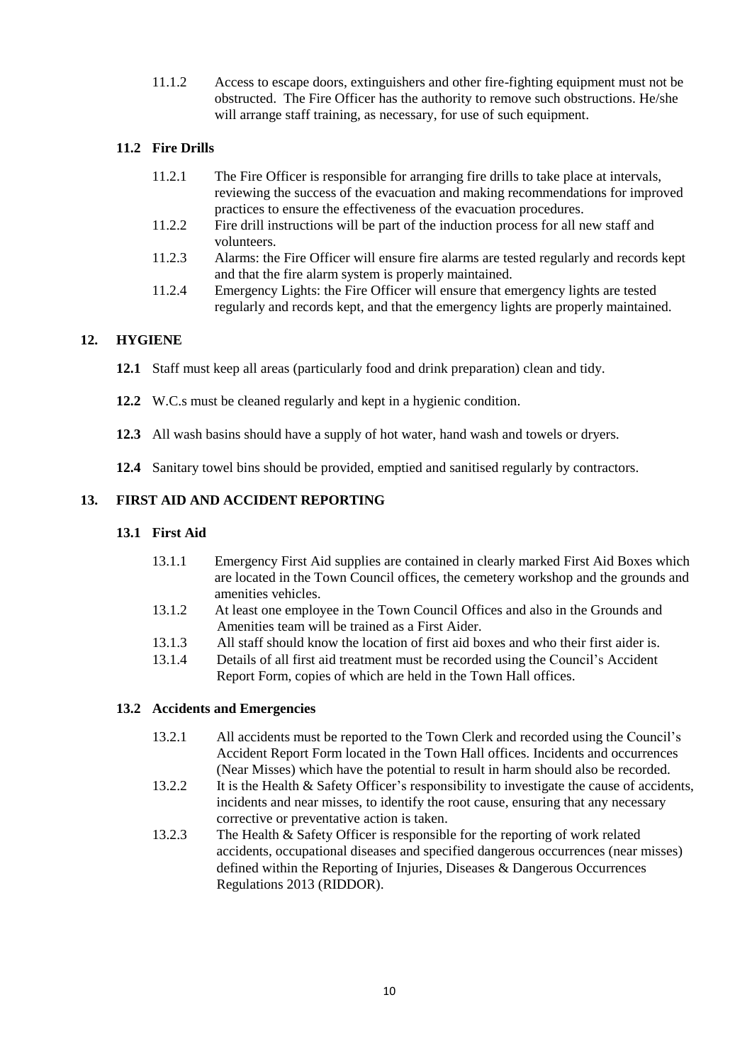11.1.2 Access to escape doors, extinguishers and other fire-fighting equipment must not be obstructed. The Fire Officer has the authority to remove such obstructions. He/she will arrange staff training, as necessary, for use of such equipment.

### 11.2 Fire Drills

11.2.1 The Fire Officer is responsible for arranging fire drills to take place at intervals, reviewing the success of the evacuation and making recommendations for improved practices to ensure the effectiveness of the evacuation procedures.

11.2.2 Fire drill instructions will be part of the induction process for all new staff and volunteers.

11.2.3 Alarms: the Fire Officer will ensure fire alarms are tested regularly and records kept and that the fire alarm system is properly maintained.

11.2.4 Emergency Lights: the Fire Officer will ensure that emergency lights are tested regularly and records kept, and that the emergency lights are properly maintained.

## 12. HYGIENE

**12.1** Staff must keep all areas (particularly food and drink preparation) clean and tidy.

**12.2** W.C.s must be cleaned regularly and kept in a hygienic condition.

**12.3** All wash basins should have a supply of hot water, hand wash and towels or dryers.

**12.4** Sanitary towel bins should be provided, emptied and sanitised regularly by contractors.

## 13. FIRST AID AND ACCIDENT REPORTING

### 13.1 First Aid

13.1.1 Emergency First Aid supplies are contained in clearly marked First Aid Boxes which are located in the Town Council offices, the cemetery workshop and the grounds and amenities vehicles.

13.1.2 At least one employee in the Town Council Offices and also in the Grounds and Amenities team will be trained as a First Aider.

13.1.3 All staff should know the location of first aid boxes and who their first aider is.

13.1.4 Details of all first aid treatment must be recorded using the Council's Accident Report Form, copies of which are held in the Town Hall offices.

### 13.2 Accidents and Emergencies

13.2.1 All accidents must be reported to the Town Clerk and recorded using the Council's Accident Report Form located in the Town Hall offices. Incidents and occurrences (Near Misses) which have the potential to result in harm should also be recorded.

13.2.2 It is the Health & Safety Officer's responsibility to investigate the cause of accidents, incidents and near misses, to identify the root cause, ensuring that any necessary corrective or preventative action is taken.

13.2.3 The Health & Safety Officer is responsible for the reporting of work related accidents, occupational diseases and specified dangerous occurrences (near misses) defined within the Reporting of Injuries, Diseases & Dangerous Occurrences Regulations 2013 (RIDDOR).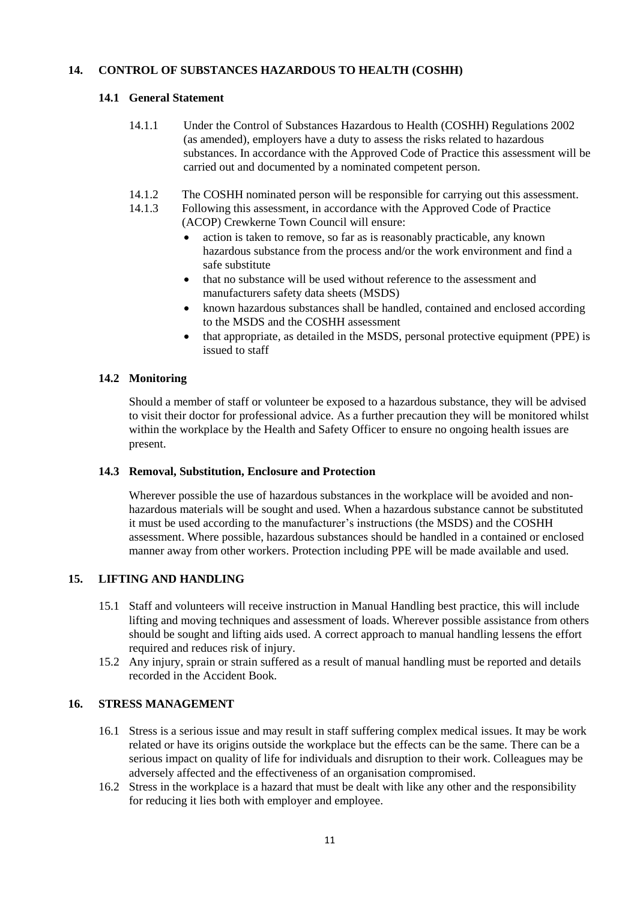## 14. CONTROL OF SUBSTANCES HAZARDOUS TO HEALTH (COSHH)

### 14.1 General Statement

14.1.1 Under the Control of Substances Hazardous to Health (COSHH) Regulations 2002 (as amended), employers have a duty to assess the risks related to hazardous substances. In accordance with the Approved Code of Practice this assessment will be carried out and documented by a nominated competent person.

14.1.2 The COSHH nominated person will be responsible for carrying out this assessment.

14.1.3 Following this assessment, in accordance with the Approved Code of Practice (ACOP) Crewkerne Town Council will ensure:

- action is taken to remove, so far as is reasonably practicable, any known hazardous substance from the process and/or the work environment and find a safe substitute
- that no substance will be used without reference to the assessment and manufacturers safety data sheets (MSDS)
- known hazardous substances shall be handled, contained and enclosed according to the MSDS and the COSHH assessment
- that appropriate, as detailed in the MSDS, personal protective equipment (PPE) is issued to staff

### 14.2 Monitoring

Should a member of staff or volunteer be exposed to a hazardous substance, they will be advised to visit their doctor for professional advice. As a further precaution they will be monitored whilst within the workplace by the Health and Safety Officer to ensure no ongoing health issues are present.

### 14.3 Removal, Substitution, Enclosure and Protection

Wherever possible the use of hazardous substances in the workplace will be avoided and non-hazardous materials will be sought and used. When a hazardous substance cannot be substituted it must be used according to the manufacturer's instructions (the MSDS) and the COSHH assessment. Where possible, hazardous substances should be handled in a contained or enclosed manner away from other workers. Protection including PPE will be made available and used.

## 15. LIFTING AND HANDLING

15.1 Staff and volunteers will receive instruction in Manual Handling best practice, this will include lifting and moving techniques and assessment of loads. Wherever possible assistance from others should be sought and lifting aids used. A correct approach to manual handling lessens the effort required and reduces risk of injury.

15.2 Any injury, sprain or strain suffered as a result of manual handling must be reported and details recorded in the Accident Book.

## 16. STRESS MANAGEMENT

16.1 Stress is a serious issue and may result in staff suffering complex medical issues. It may be work related or have its origins outside the workplace but the effects can be the same. There can be a serious impact on quality of life for individuals and disruption to their work. Colleagues may be adversely affected and the effectiveness of an organisation compromised.

16.2 Stress in the workplace is a hazard that must be dealt with like any other and the responsibility for reducing it lies both with employer and employee.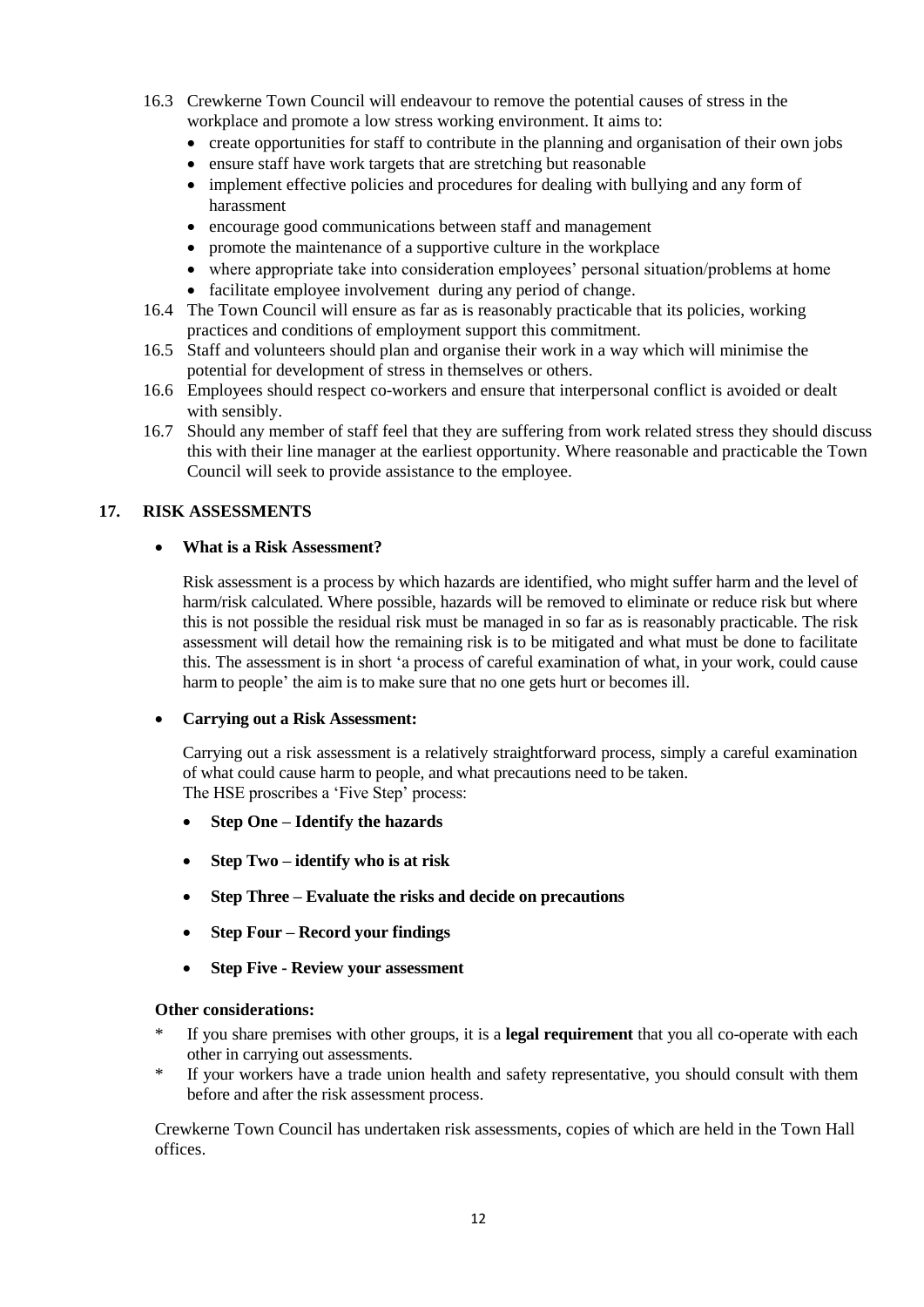16.3 Crewkerne Town Council will endeavour to remove the potential causes of stress in the workplace and promote a low stress working environment. It aims to:

- create opportunities for staff to contribute in the planning and organisation of their own jobs
- ensure staff have work targets that are stretching but reasonable
- implement effective policies and procedures for dealing with bullying and any form of harassment
- encourage good communications between staff and management
- promote the maintenance of a supportive culture in the workplace
- where appropriate take into consideration employees' personal situation/problems at home
- facilitate employee involvement during any period of change.

16.4 The Town Council will ensure as far as is reasonably practicable that its policies, working practices and conditions of employment support this commitment.

16.5 Staff and volunteers should plan and organise their work in a way which will minimise the potential for development of stress in themselves or others.

16.6 Employees should respect co-workers and ensure that interpersonal conflict is avoided or dealt with sensibly.

16.7 Should any member of staff feel that they are suffering from work related stress they should discuss this with their line manager at the earliest opportunity. Where reasonable and practicable the Town Council will seek to provide assistance to the employee.

## 17. RISK ASSESSMENTS

- **What is a Risk Assessment?**

Risk assessment is a process by which hazards are identified, who might suffer harm and the level of harm/risk calculated. Where possible, hazards will be removed to eliminate or reduce risk but where this is not possible the residual risk must be managed in so far as is reasonably practicable. The risk assessment will detail how the remaining risk is to be mitigated and what must be done to facilitate this. The assessment is in short 'a process of careful examination of what, in your work, could cause harm to people' the aim is to make sure that no one gets hurt or becomes ill.

- **Carrying out a Risk Assessment:**

Carrying out a risk assessment is a relatively straightforward process, simply a careful examination of what could cause harm to people, and what precautions need to be taken.
The HSE proscribes a 'Five Step' process:

- **Step One – Identify the hazards**
- **Step Two – identify who is at risk**
- **Step Three – Evaluate the risks and decide on precautions**
- **Step Four – Record your findings**
- **Step Five - Review your assessment**

**Other considerations:**

* If you share premises with other groups, it is a **legal requirement** that you all co-operate with each other in carrying out assessments.
* If your workers have a trade union health and safety representative, you should consult with them before and after the risk assessment process.

Crewkerne Town Council has undertaken risk assessments, copies of which are held in the Town Hall offices.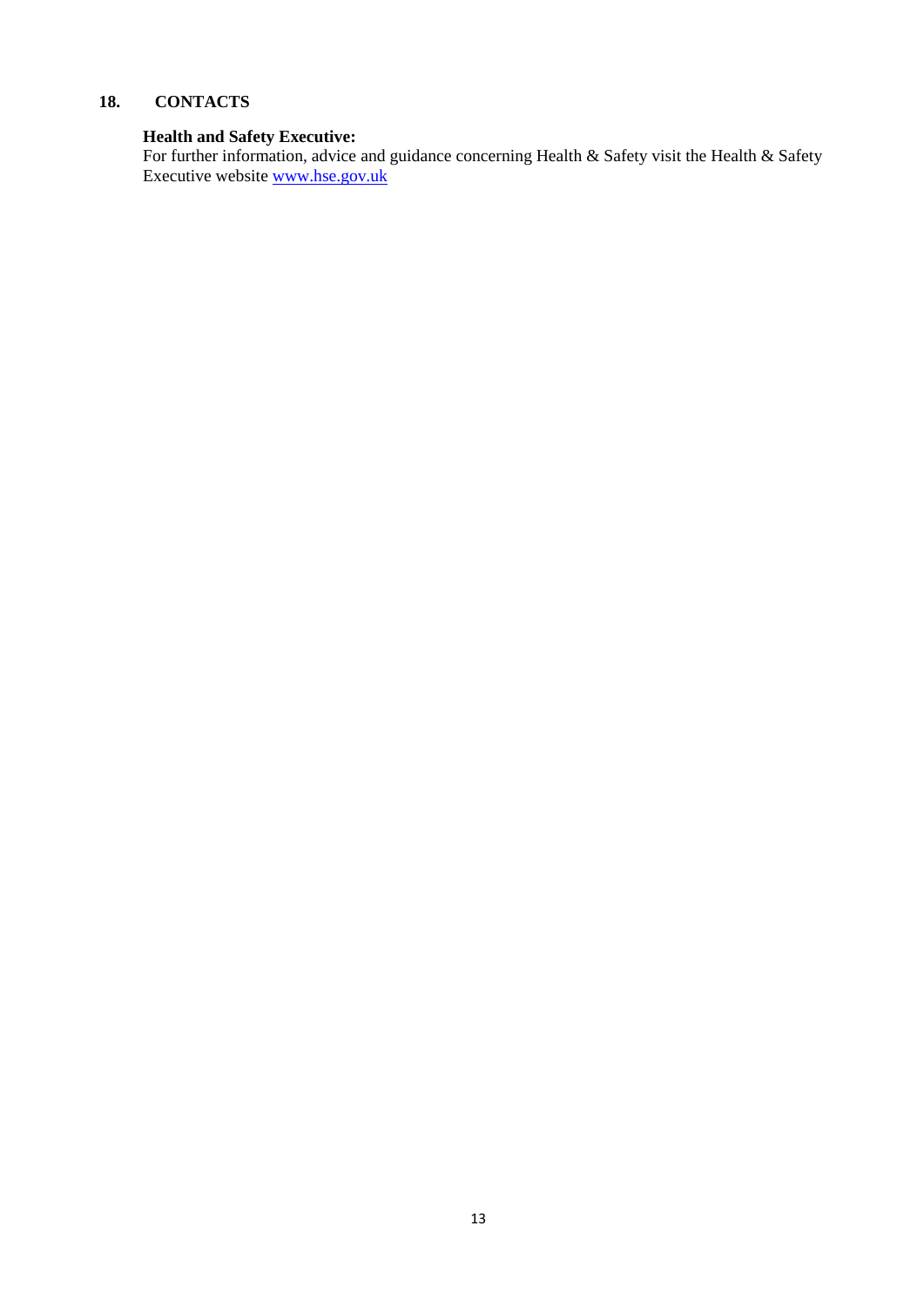## 18. CONTACTS

**Health and Safety Executive:**

For further information, advice and guidance concerning Health & Safety visit the Health & Safety Executive website www.hse.gov.uk